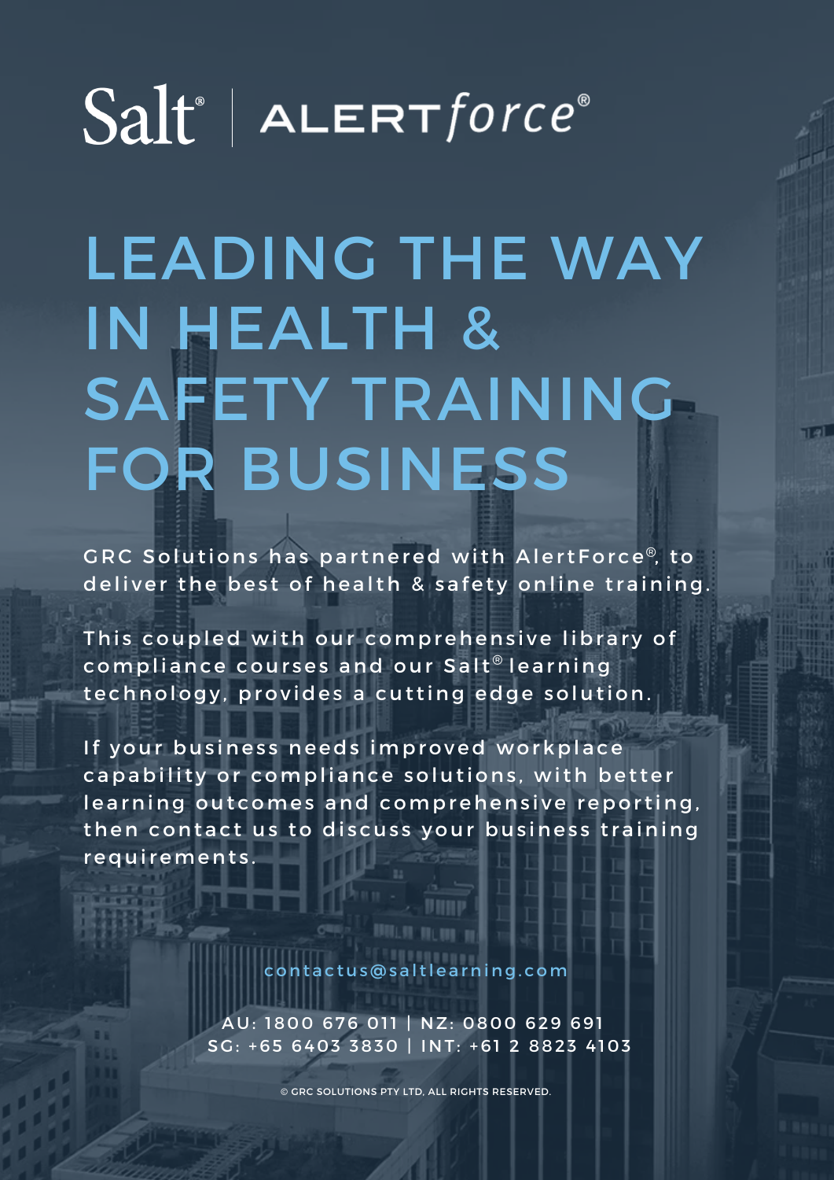Salt® | ALERT*force*®

# LEADING THE WAY IN HEALTH & SAFETY TRAINING FOR BUSINESS

GRC Solutions has partnered with AlertForce®, to deliver the best of health & safety online training.

This coupled with our comprehensive library of compliance courses and our Salt® learning technology, provides a cutting edge solution.

If your business needs improved workplace capability or compliance solutions, with better learning outcomes and comprehensive reporting, then contact us to discuss your business training requirements.

contactus@saltlearning.com

AU: 1800 676 011 | NZ: 0800 629 691
SG: +65 6403 3830 | INT: +61 2 8823 4103

© GRC SOLUTIONS PTY LTD, ALL RIGHTS RESERVED.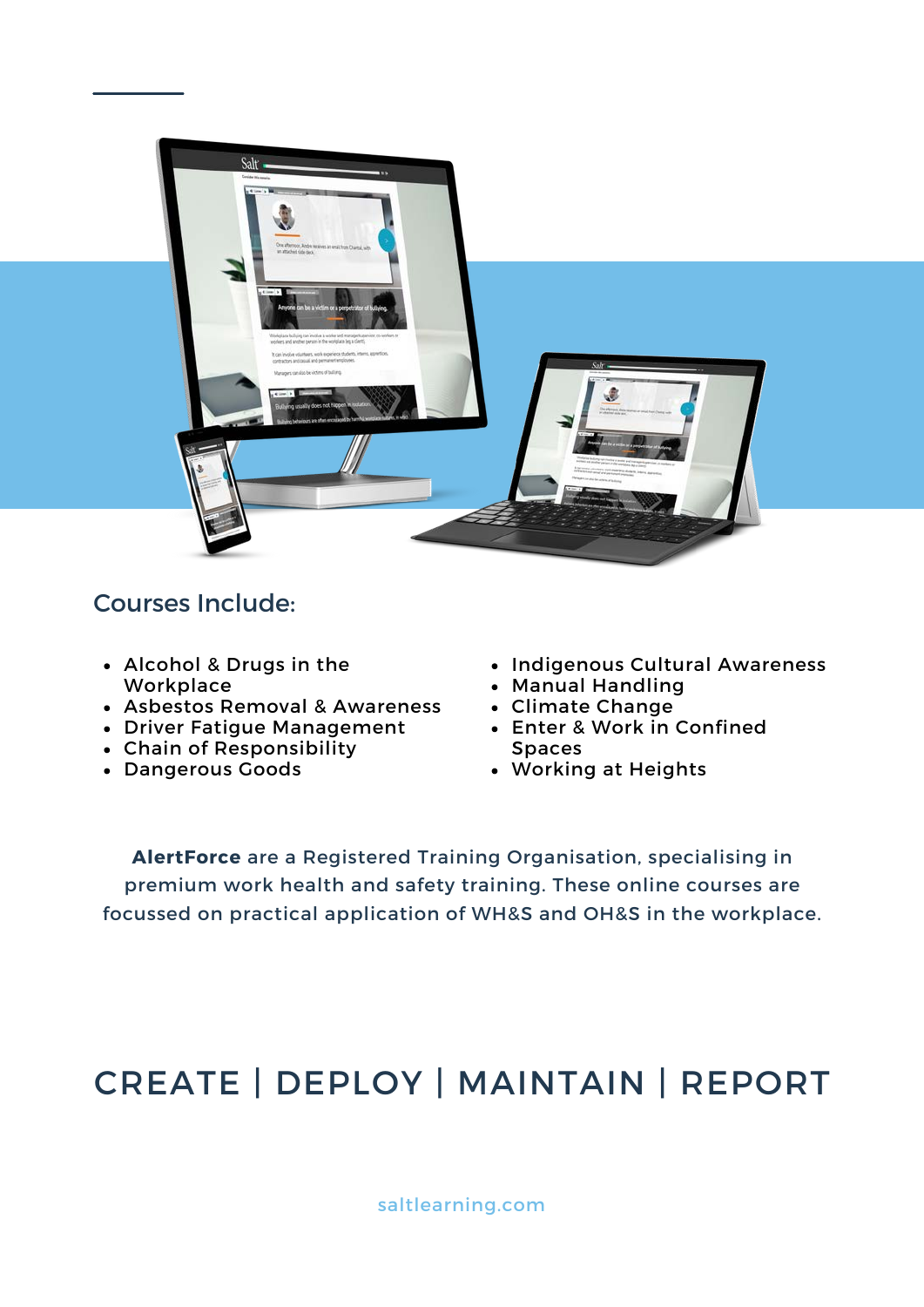## Courses Include:

- Alcohol & Drugs in the Workplace
- Asbestos Removal & Awareness
- Driver Fatigue Management
- Chain of Responsibility
- Dangerous Goods
- Indigenous Cultural Awareness
- Manual Handling
- Climate Change
- Enter & Work in Confined Spaces
- Working at Heights

**AlertForce** are a Registered Training Organisation, specialising in premium work health and safety training. These online courses are focussed on practical application of WH&S and OH&S in the workplace.

# CREATE | DEPLOY | MAINTAIN | REPORT

saltlearning.com